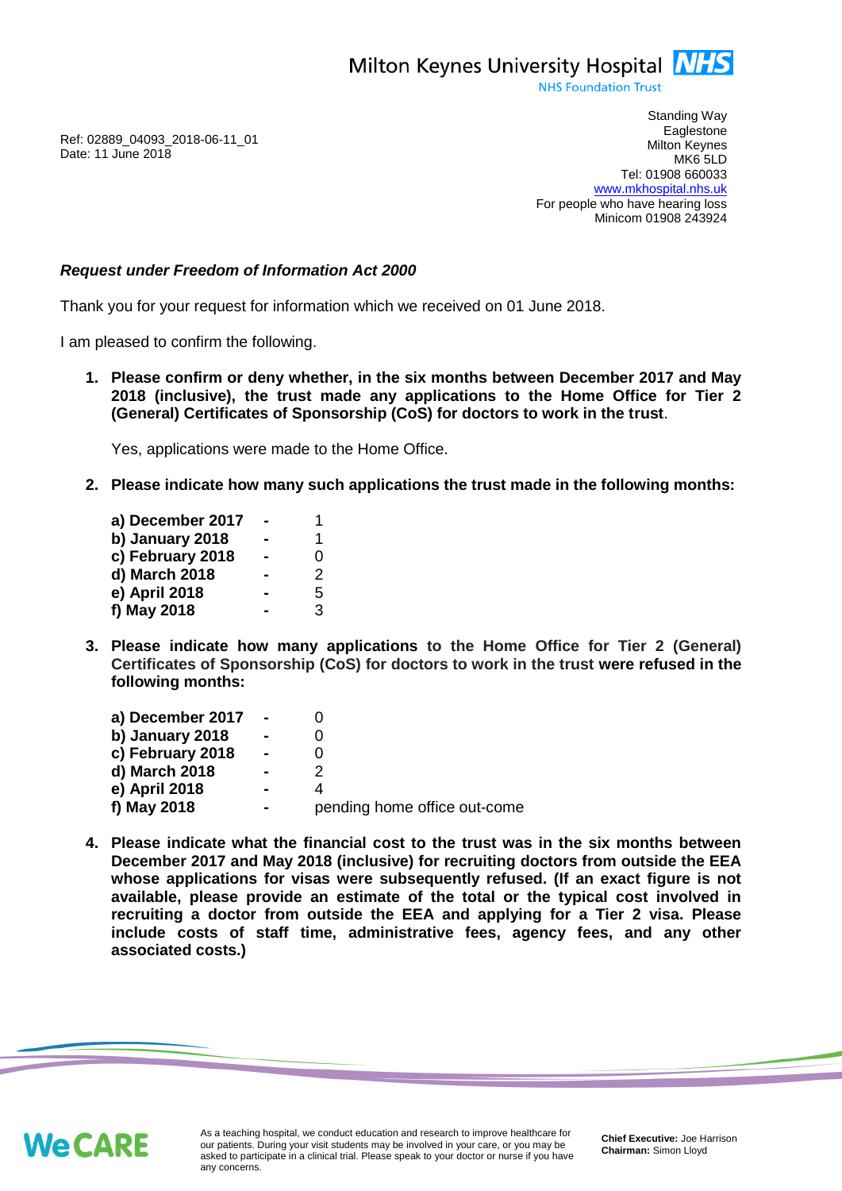Milton Keynes University Hospital NHS
NHS Foundation Trust

Ref: 02889_04093_2018-06-11_01
Date: 11 June 2018

Standing Way
Eaglestone
Milton Keynes
MK6 5LD
Tel: 01908 660033
www.mkhospital.nhs.uk
For people who have hearing loss
Minicom 01908 243924

***Request under Freedom of Information Act 2000***

Thank you for your request for information which we received on 01 June 2018.

I am pleased to confirm the following.

1. **Please confirm or deny whether, in the six months between December 2017 and May 2018 (inclusive), the trust made any applications to the Home Office for Tier 2 (General) Certificates of Sponsorship (CoS) for doctors to work in the trust**.

   Yes, applications were made to the Home Office.

2. **Please indicate how many such applications the trust made in the following months:**

   | | | |
   |---|---|---|
   | **a) December 2017** | **-** | 1 |
   | **b) January 2018** | **-** | 1 |
   | **c) February 2018** | **-** | 0 |
   | **d) March 2018** | **-** | 2 |
   | **e) April 2018** | **-** | 5 |
   | **f) May 2018** | **-** | 3 |

3. **Please indicate how many applications to the Home Office for Tier 2 (General) Certificates of Sponsorship (CoS) for doctors to work in the trust were refused in the following months:**

   | | | |
   |---|---|---|
   | **a) December 2017** | **-** | 0 |
   | **b) January 2018** | **-** | 0 |
   | **c) February 2018** | **-** | 0 |
   | **d) March 2018** | **-** | 2 |
   | **e) April 2018** | **-** | 4 |
   | **f) May 2018** | **-** | pending home office out-come |

4. **Please indicate what the financial cost to the trust was in the six months between December 2017 and May 2018 (inclusive) for recruiting doctors from outside the EEA whose applications for visas were subsequently refused. (If an exact figure is not available, please provide an estimate of the total or the typical cost involved in recruiting a doctor from outside the EEA and applying for a Tier 2 visa. Please include costs of staff time, administrative fees, agency fees, and any other associated costs.)**

WeCARE

As a teaching hospital, we conduct education and research to improve healthcare for our patients. During your visit students may be involved in your care, or you may be asked to participate in a clinical trial. Please speak to your doctor or nurse if you have any concerns.

**Chief Executive:** Joe Harrison
**Chairman:** Simon Lloyd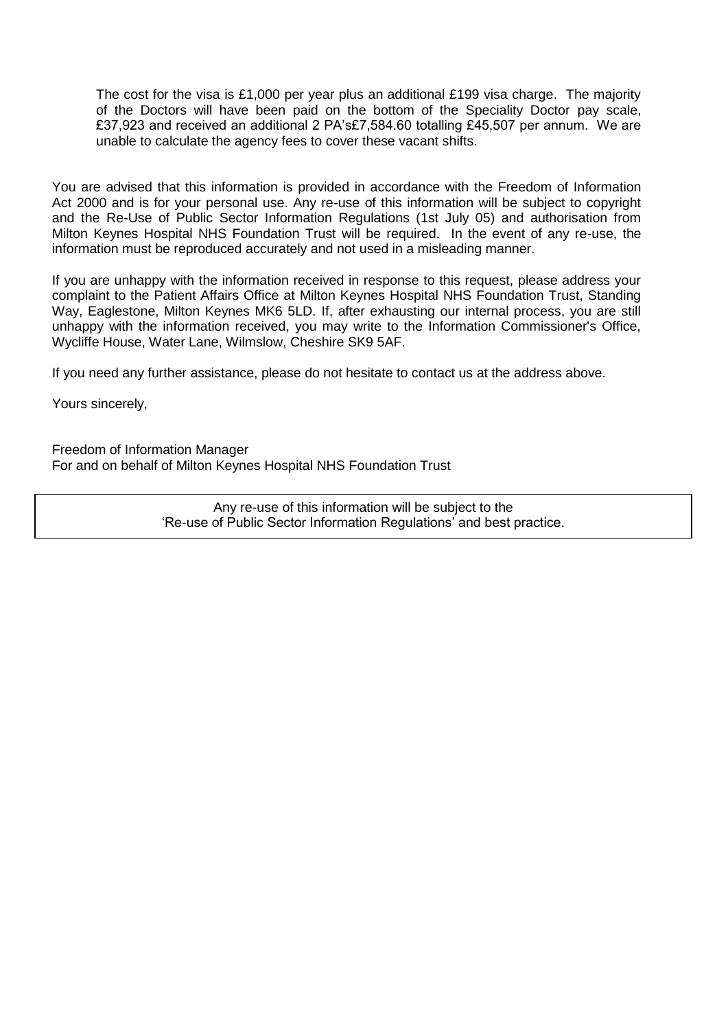The cost for the visa is £1,000 per year plus an additional £199 visa charge. The majority of the Doctors will have been paid on the bottom of the Speciality Doctor pay scale, £37,923 and received an additional 2 PA's£7,584.60 totalling £45,507 per annum. We are unable to calculate the agency fees to cover these vacant shifts.

You are advised that this information is provided in accordance with the Freedom of Information Act 2000 and is for your personal use. Any re-use of this information will be subject to copyright and the Re-Use of Public Sector Information Regulations (1st July 05) and authorisation from Milton Keynes Hospital NHS Foundation Trust will be required. In the event of any re-use, the information must be reproduced accurately and not used in a misleading manner.

If you are unhappy with the information received in response to this request, please address your complaint to the Patient Affairs Office at Milton Keynes Hospital NHS Foundation Trust, Standing Way, Eaglestone, Milton Keynes MK6 5LD. If, after exhausting our internal process, you are still unhappy with the information received, you may write to the Information Commissioner's Office, Wycliffe House, Water Lane, Wilmslow, Cheshire SK9 5AF.

If you need any further assistance, please do not hesitate to contact us at the address above.

Yours sincerely,

Freedom of Information Manager
For and on behalf of Milton Keynes Hospital NHS Foundation Trust

Any re-use of this information will be subject to the
'Re-use of Public Sector Information Regulations' and best practice.